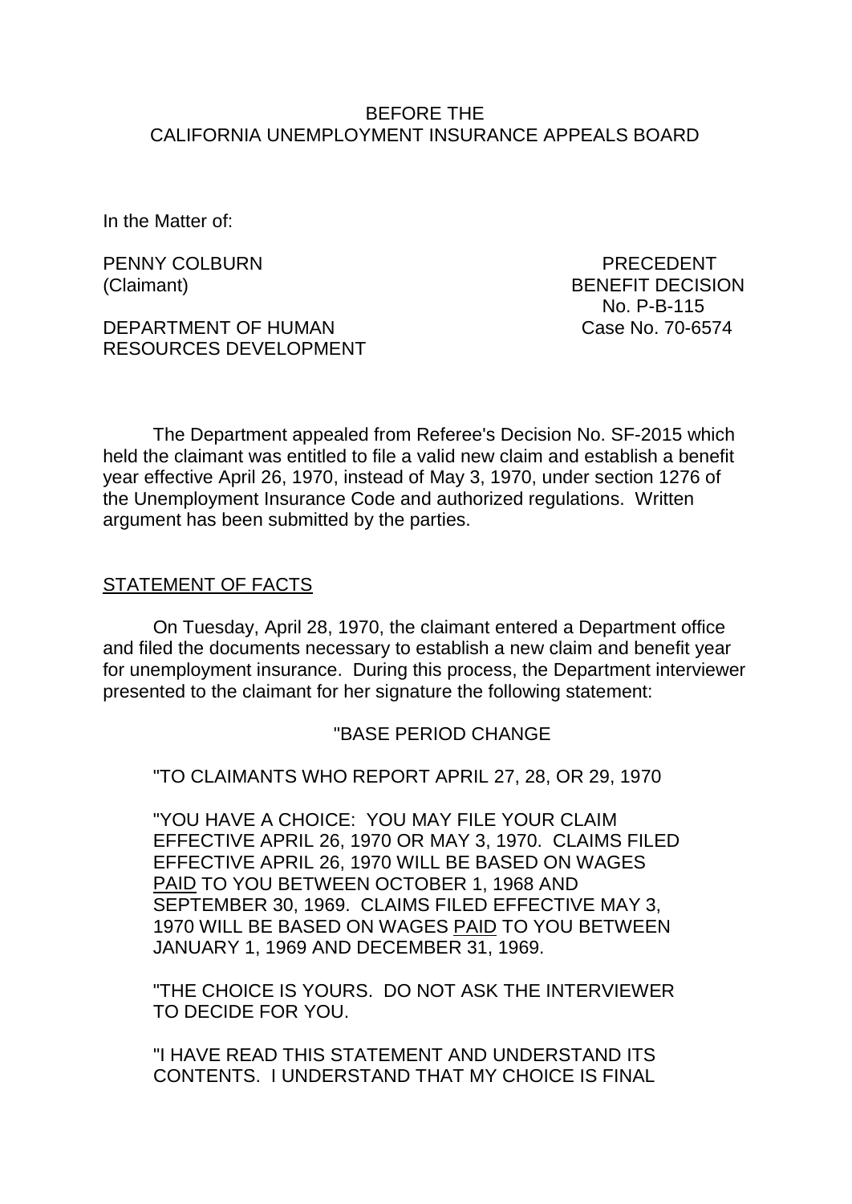BEFORE THE
CALIFORNIA UNEMPLOYMENT INSURANCE APPEALS BOARD

In the Matter of:

PENNY COLBURN
(Claimant)

DEPARTMENT OF HUMAN RESOURCES DEVELOPMENT

PRECEDENT
BENEFIT DECISION
No. P-B-115
Case No. 70-6574

The Department appealed from Referee's Decision No. SF-2015 which held the claimant was entitled to file a valid new claim and establish a benefit year effective April 26, 1970, instead of May 3, 1970, under section 1276 of the Unemployment Insurance Code and authorized regulations. Written argument has been submitted by the parties.

## STATEMENT OF FACTS

On Tuesday, April 28, 1970, the claimant entered a Department office and filed the documents necessary to establish a new claim and benefit year for unemployment insurance. During this process, the Department interviewer presented to the claimant for her signature the following statement:

> "BASE PERIOD CHANGE
>
> "TO CLAIMANTS WHO REPORT APRIL 27, 28, OR 29, 1970
>
> "YOU HAVE A CHOICE: YOU MAY FILE YOUR CLAIM EFFECTIVE APRIL 26, 1970 OR MAY 3, 1970. CLAIMS FILED EFFECTIVE APRIL 26, 1970 WILL BE BASED ON WAGES PAID TO YOU BETWEEN OCTOBER 1, 1968 AND SEPTEMBER 30, 1969. CLAIMS FILED EFFECTIVE MAY 3, 1970 WILL BE BASED ON WAGES PAID TO YOU BETWEEN JANUARY 1, 1969 AND DECEMBER 31, 1969.
>
> "THE CHOICE IS YOURS. DO NOT ASK THE INTERVIEWER TO DECIDE FOR YOU.
>
> "I HAVE READ THIS STATEMENT AND UNDERSTAND ITS CONTENTS. I UNDERSTAND THAT MY CHOICE IS FINAL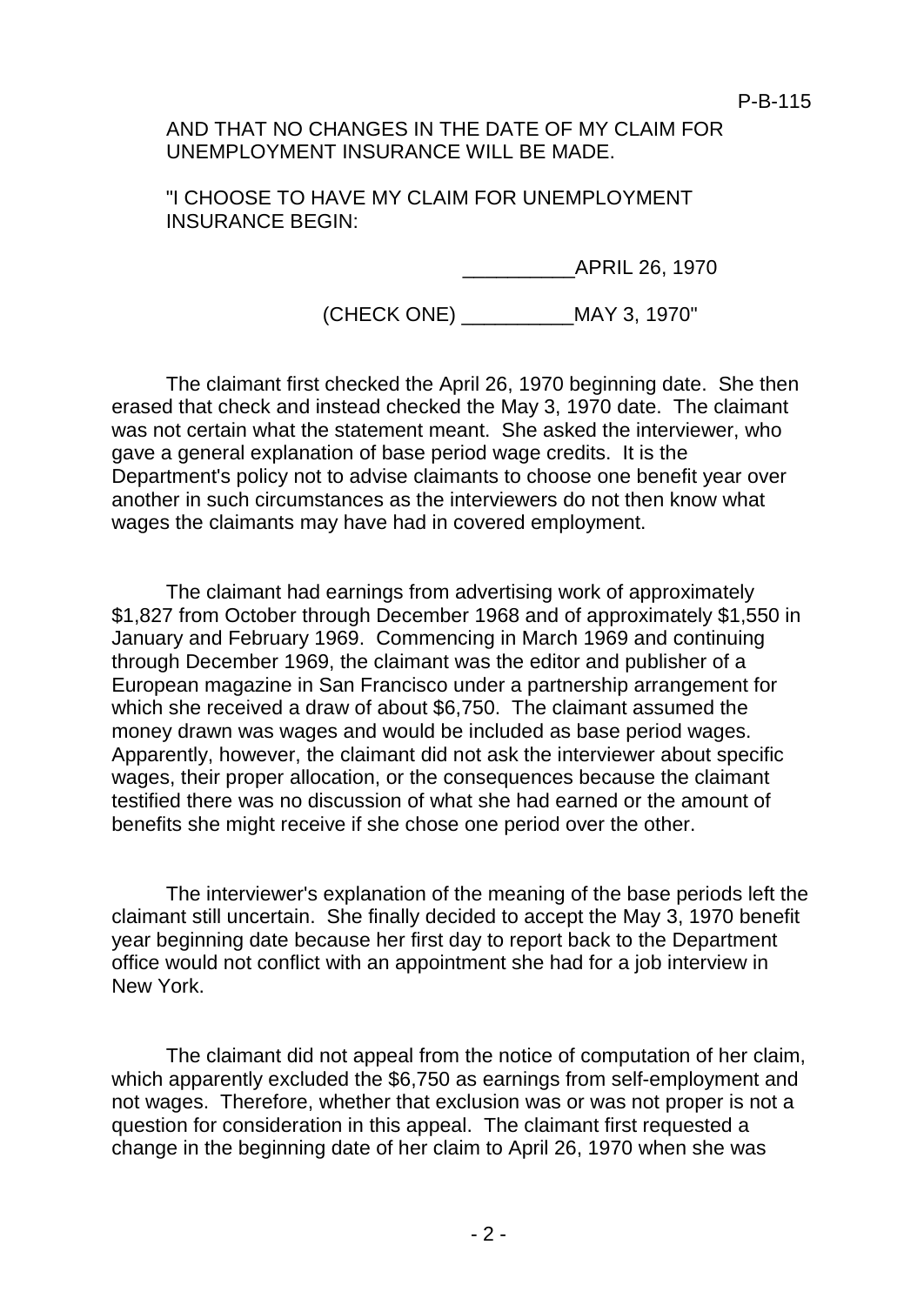AND THAT NO CHANGES IN THE DATE OF MY CLAIM FOR UNEMPLOYMENT INSURANCE WILL BE MADE.

"I CHOOSE TO HAVE MY CLAIM FOR UNEMPLOYMENT INSURANCE BEGIN:

__________APRIL 26, 1970

(CHECK ONE) __________MAY 3, 1970"

The claimant first checked the April 26, 1970 beginning date. She then erased that check and instead checked the May 3, 1970 date. The claimant was not certain what the statement meant. She asked the interviewer, who gave a general explanation of base period wage credits. It is the Department's policy not to advise claimants to choose one benefit year over another in such circumstances as the interviewers do not then know what wages the claimants may have had in covered employment.

The claimant had earnings from advertising work of approximately $1,827 from October through December 1968 and of approximately $1,550 in January and February 1969. Commencing in March 1969 and continuing through December 1969, the claimant was the editor and publisher of a European magazine in San Francisco under a partnership arrangement for which she received a draw of about $6,750. The claimant assumed the money drawn was wages and would be included as base period wages. Apparently, however, the claimant did not ask the interviewer about specific wages, their proper allocation, or the consequences because the claimant testified there was no discussion of what she had earned or the amount of benefits she might receive if she chose one period over the other.

The interviewer's explanation of the meaning of the base periods left the claimant still uncertain. She finally decided to accept the May 3, 1970 benefit year beginning date because her first day to report back to the Department office would not conflict with an appointment she had for a job interview in New York.

The claimant did not appeal from the notice of computation of her claim, which apparently excluded the $6,750 as earnings from self-employment and not wages. Therefore, whether that exclusion was or was not proper is not a question for consideration in this appeal. The claimant first requested a change in the beginning date of her claim to April 26, 1970 when she was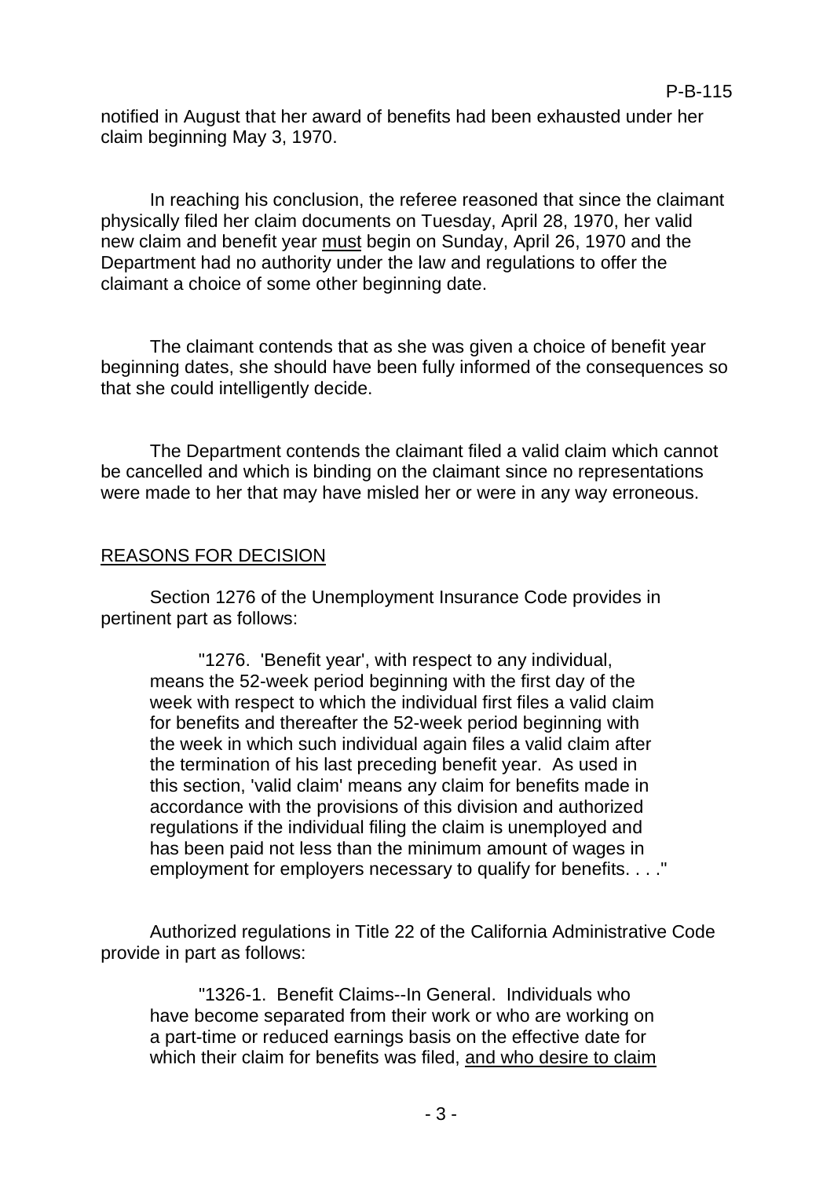notified in August that her award of benefits had been exhausted under her claim beginning May 3, 1970.

In reaching his conclusion, the referee reasoned that since the claimant physically filed her claim documents on Tuesday, April 28, 1970, her valid new claim and benefit year <u>must</u> begin on Sunday, April 26, 1970 and the Department had no authority under the law and regulations to offer the claimant a choice of some other beginning date.

The claimant contends that as she was given a choice of benefit year beginning dates, she should have been fully informed of the consequences so that she could intelligently decide.

The Department contends the claimant filed a valid claim which cannot be cancelled and which is binding on the claimant since no representations were made to her that may have misled her or were in any way erroneous.

## REASONS FOR DECISION

Section 1276 of the Unemployment Insurance Code provides in pertinent part as follows:

> "1276. 'Benefit year', with respect to any individual, means the 52-week period beginning with the first day of the week with respect to which the individual first files a valid claim for benefits and thereafter the 52-week period beginning with the week in which such individual again files a valid claim after the termination of his last preceding benefit year. As used in this section, 'valid claim' means any claim for benefits made in accordance with the provisions of this division and authorized regulations if the individual filing the claim is unemployed and has been paid not less than the minimum amount of wages in employment for employers necessary to qualify for benefits. . . ."

Authorized regulations in Title 22 of the California Administrative Code provide in part as follows:

> "1326-1. Benefit Claims--In General. Individuals who have become separated from their work or who are working on a part-time or reduced earnings basis on the effective date for which their claim for benefits was filed, <u>and who desire to claim</u>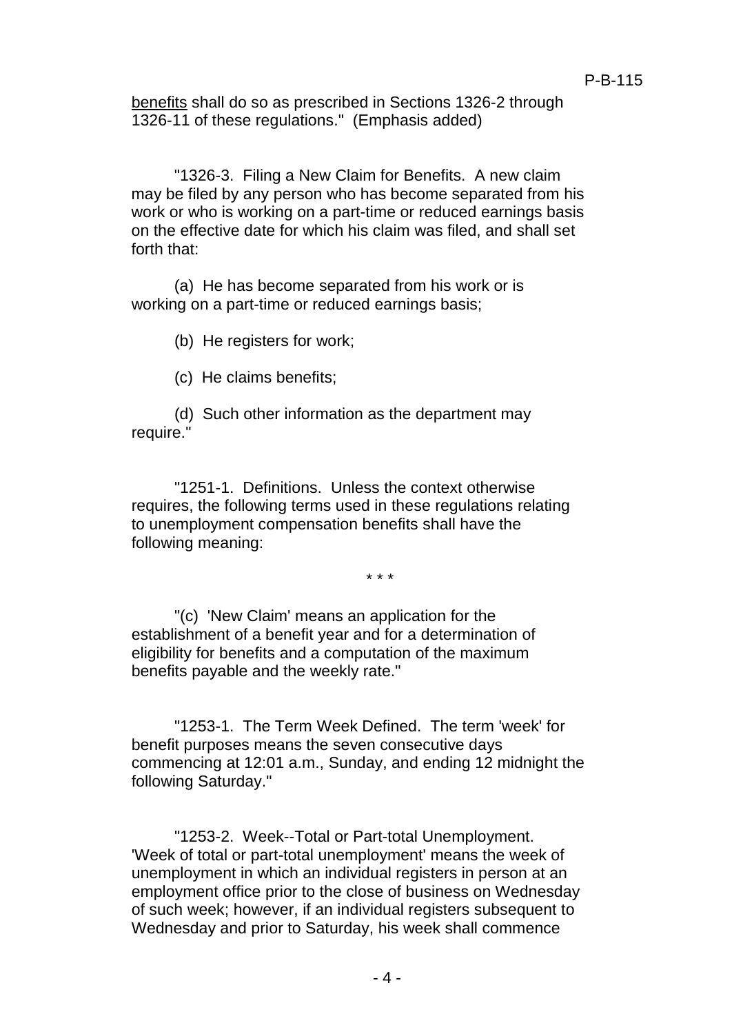<u>benefits</u> shall do so as prescribed in Sections 1326-2 through 1326-11 of these regulations." (Emphasis added)

"1326-3. Filing a New Claim for Benefits. A new claim may be filed by any person who has become separated from his work or who is working on a part-time or reduced earnings basis on the effective date for which his claim was filed, and shall set forth that:

(a) He has become separated from his work or is working on a part-time or reduced earnings basis;

(b) He registers for work;

(c) He claims benefits;

(d) Such other information as the department may require."

"1251-1. Definitions. Unless the context otherwise requires, the following terms used in these regulations relating to unemployment compensation benefits shall have the following meaning:

\* \* \*

"(c) 'New Claim' means an application for the establishment of a benefit year and for a determination of eligibility for benefits and a computation of the maximum benefits payable and the weekly rate."

"1253-1. The Term Week Defined. The term 'week' for benefit purposes means the seven consecutive days commencing at 12:01 a.m., Sunday, and ending 12 midnight the following Saturday."

"1253-2. Week--Total or Part-total Unemployment. 'Week of total or part-total unemployment' means the week of unemployment in which an individual registers in person at an employment office prior to the close of business on Wednesday of such week; however, if an individual registers subsequent to Wednesday and prior to Saturday, his week shall commence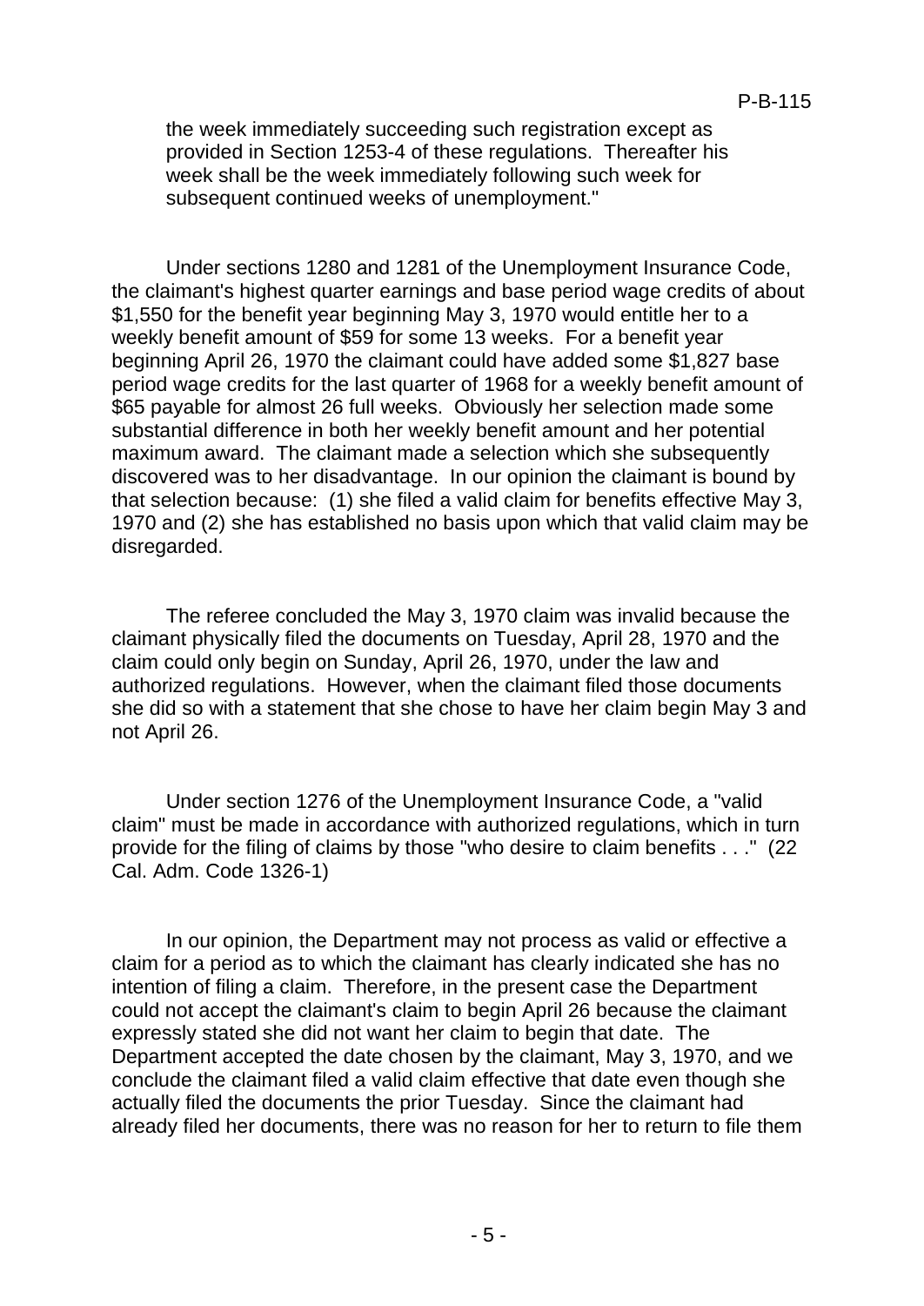the week immediately succeeding such registration except as provided in Section 1253-4 of these regulations. Thereafter his week shall be the week immediately following such week for subsequent continued weeks of unemployment."

Under sections 1280 and 1281 of the Unemployment Insurance Code, the claimant's highest quarter earnings and base period wage credits of about $1,550 for the benefit year beginning May 3, 1970 would entitle her to a weekly benefit amount of $59 for some 13 weeks. For a benefit year beginning April 26, 1970 the claimant could have added some $1,827 base period wage credits for the last quarter of 1968 for a weekly benefit amount of $65 payable for almost 26 full weeks. Obviously her selection made some substantial difference in both her weekly benefit amount and her potential maximum award. The claimant made a selection which she subsequently discovered was to her disadvantage. In our opinion the claimant is bound by that selection because: (1) she filed a valid claim for benefits effective May 3, 1970 and (2) she has established no basis upon which that valid claim may be disregarded.

The referee concluded the May 3, 1970 claim was invalid because the claimant physically filed the documents on Tuesday, April 28, 1970 and the claim could only begin on Sunday, April 26, 1970, under the law and authorized regulations. However, when the claimant filed those documents she did so with a statement that she chose to have her claim begin May 3 and not April 26.

Under section 1276 of the Unemployment Insurance Code, a "valid claim" must be made in accordance with authorized regulations, which in turn provide for the filing of claims by those "who desire to claim benefits . . ." (22 Cal. Adm. Code 1326-1)

In our opinion, the Department may not process as valid or effective a claim for a period as to which the claimant has clearly indicated she has no intention of filing a claim. Therefore, in the present case the Department could not accept the claimant's claim to begin April 26 because the claimant expressly stated she did not want her claim to begin that date. The Department accepted the date chosen by the claimant, May 3, 1970, and we conclude the claimant filed a valid claim effective that date even though she actually filed the documents the prior Tuesday. Since the claimant had already filed her documents, there was no reason for her to return to file them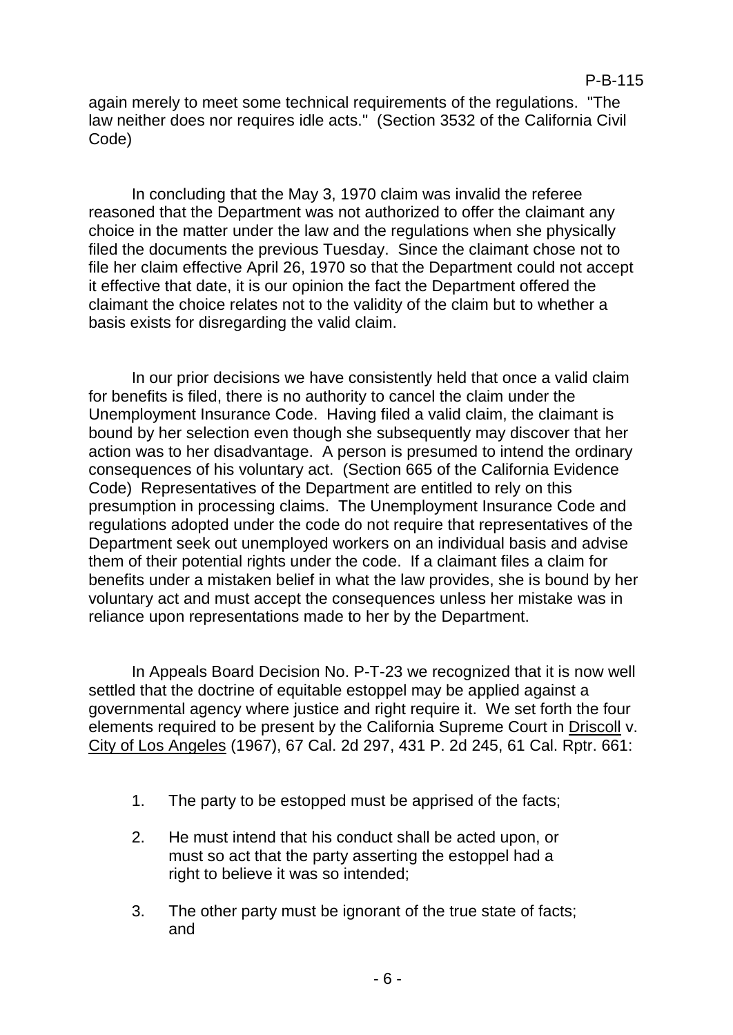again merely to meet some technical requirements of the regulations. "The law neither does nor requires idle acts." (Section 3532 of the California Civil Code)

In concluding that the May 3, 1970 claim was invalid the referee reasoned that the Department was not authorized to offer the claimant any choice in the matter under the law and the regulations when she physically filed the documents the previous Tuesday. Since the claimant chose not to file her claim effective April 26, 1970 so that the Department could not accept it effective that date, it is our opinion the fact the Department offered the claimant the choice relates not to the validity of the claim but to whether a basis exists for disregarding the valid claim.

In our prior decisions we have consistently held that once a valid claim for benefits is filed, there is no authority to cancel the claim under the Unemployment Insurance Code. Having filed a valid claim, the claimant is bound by her selection even though she subsequently may discover that her action was to her disadvantage. A person is presumed to intend the ordinary consequences of his voluntary act. (Section 665 of the California Evidence Code) Representatives of the Department are entitled to rely on this presumption in processing claims. The Unemployment Insurance Code and regulations adopted under the code do not require that representatives of the Department seek out unemployed workers on an individual basis and advise them of their potential rights under the code. If a claimant files a claim for benefits under a mistaken belief in what the law provides, she is bound by her voluntary act and must accept the consequences unless her mistake was in reliance upon representations made to her by the Department.

In Appeals Board Decision No. P-T-23 we recognized that it is now well settled that the doctrine of equitable estoppel may be applied against a governmental agency where justice and right require it. We set forth the four elements required to be present by the California Supreme Court in Driscoll v. City of Los Angeles (1967), 67 Cal. 2d 297, 431 P. 2d 245, 61 Cal. Rptr. 661:

1. The party to be estopped must be apprised of the facts;
2. He must intend that his conduct shall be acted upon, or must so act that the party asserting the estoppel had a right to believe it was so intended;
3. The other party must be ignorant of the true state of facts; and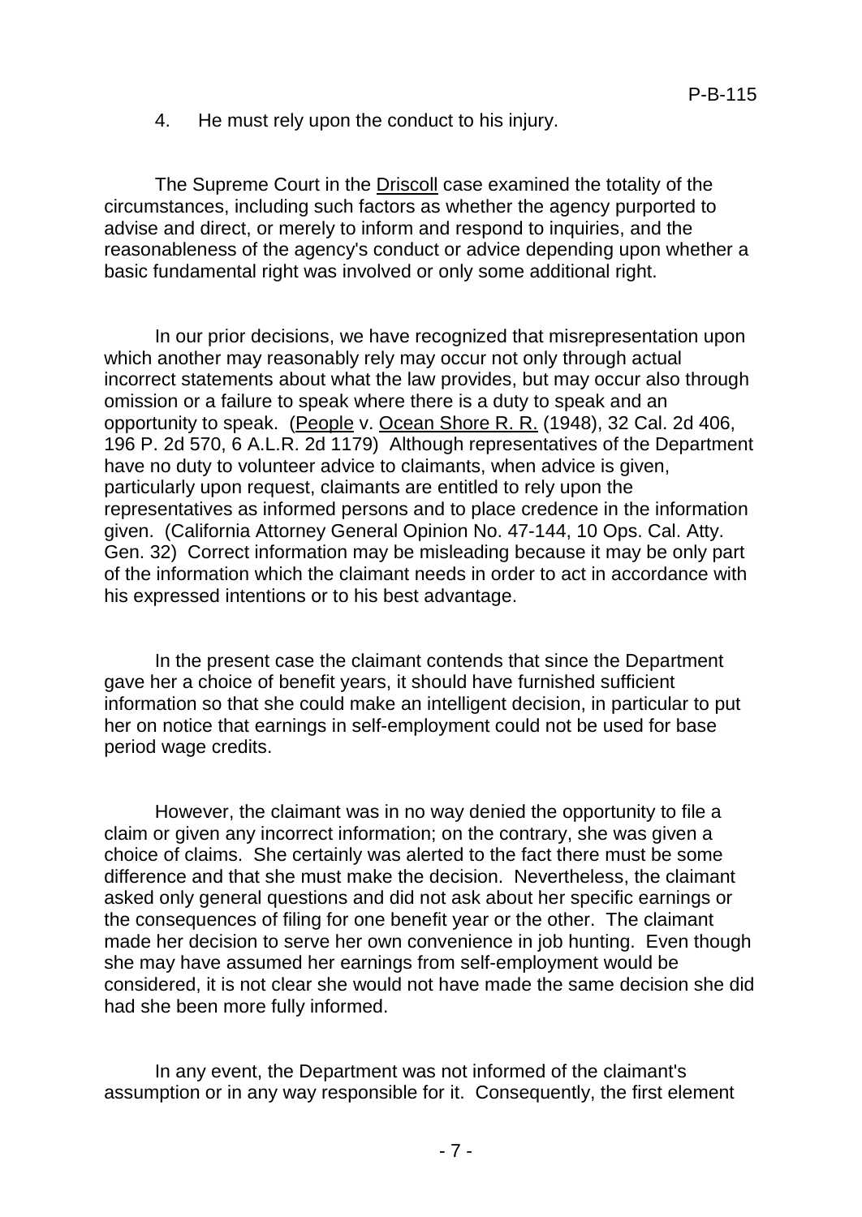4. He must rely upon the conduct to his injury.

The Supreme Court in the Driscoll case examined the totality of the circumstances, including such factors as whether the agency purported to advise and direct, or merely to inform and respond to inquiries, and the reasonableness of the agency's conduct or advice depending upon whether a basic fundamental right was involved or only some additional right.

In our prior decisions, we have recognized that misrepresentation upon which another may reasonably rely may occur not only through actual incorrect statements about what the law provides, but may occur also through omission or a failure to speak where there is a duty to speak and an opportunity to speak. (People v. Ocean Shore R. R. (1948), 32 Cal. 2d 406, 196 P. 2d 570, 6 A.L.R. 2d 1179) Although representatives of the Department have no duty to volunteer advice to claimants, when advice is given, particularly upon request, claimants are entitled to rely upon the representatives as informed persons and to place credence in the information given. (California Attorney General Opinion No. 47-144, 10 Ops. Cal. Atty. Gen. 32) Correct information may be misleading because it may be only part of the information which the claimant needs in order to act in accordance with his expressed intentions or to his best advantage.

In the present case the claimant contends that since the Department gave her a choice of benefit years, it should have furnished sufficient information so that she could make an intelligent decision, in particular to put her on notice that earnings in self-employment could not be used for base period wage credits.

However, the claimant was in no way denied the opportunity to file a claim or given any incorrect information; on the contrary, she was given a choice of claims. She certainly was alerted to the fact there must be some difference and that she must make the decision. Nevertheless, the claimant asked only general questions and did not ask about her specific earnings or the consequences of filing for one benefit year or the other. The claimant made her decision to serve her own convenience in job hunting. Even though she may have assumed her earnings from self-employment would be considered, it is not clear she would not have made the same decision she did had she been more fully informed.

In any event, the Department was not informed of the claimant's assumption or in any way responsible for it. Consequently, the first element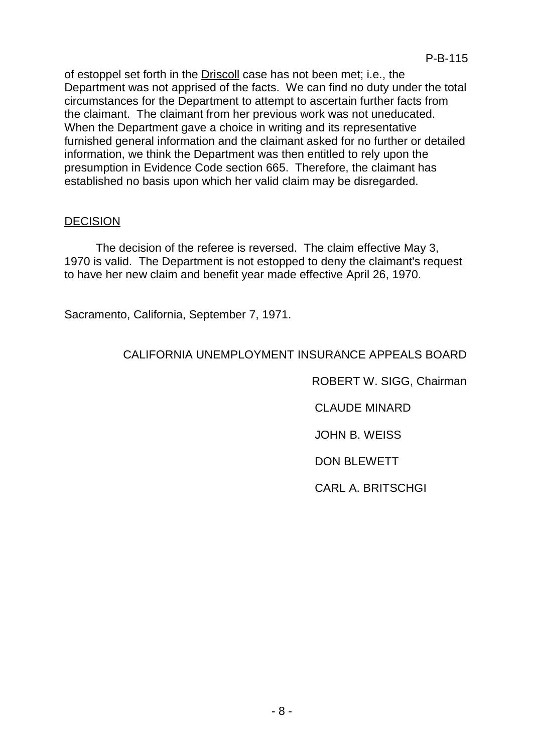of estoppel set forth in the Driscoll case has not been met; i.e., the Department was not apprised of the facts. We can find no duty under the total circumstances for the Department to attempt to ascertain further facts from the claimant. The claimant from her previous work was not uneducated. When the Department gave a choice in writing and its representative furnished general information and the claimant asked for no further or detailed information, we think the Department was then entitled to rely upon the presumption in Evidence Code section 665. Therefore, the claimant has established no basis upon which her valid claim may be disregarded.

## DECISION

The decision of the referee is reversed. The claim effective May 3, 1970 is valid. The Department is not estopped to deny the claimant's request to have her new claim and benefit year made effective April 26, 1970.

Sacramento, California, September 7, 1971.

CALIFORNIA UNEMPLOYMENT INSURANCE APPEALS BOARD

ROBERT W. SIGG, Chairman

CLAUDE MINARD

JOHN B. WEISS

DON BLEWETT

CARL A. BRITSCHGI